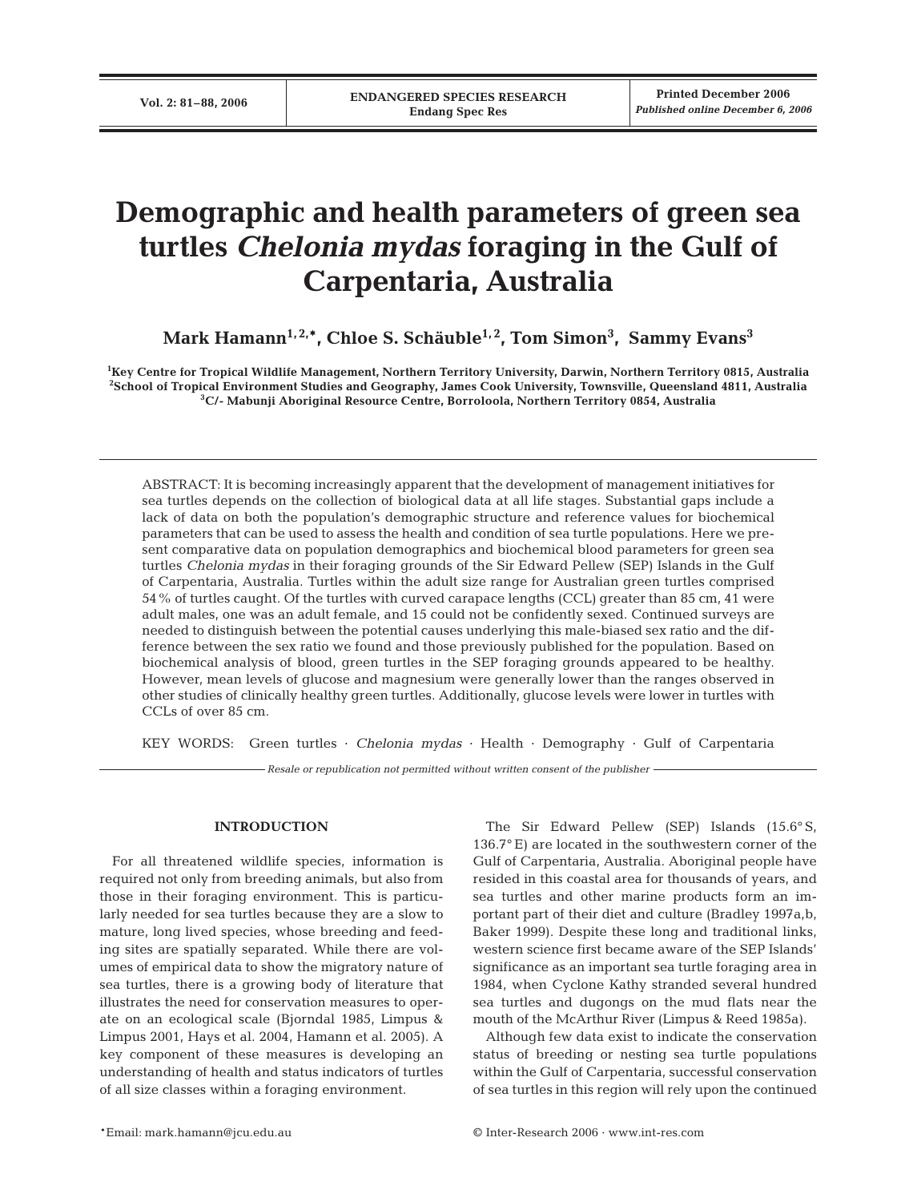# Demographic and health parameters of green sea turtles *Chelonia mydas* foraging in the Gulf of Carpentaria, Australia

**Mark Hamann[1,2,*], Chloe S. Schäuble[1,2], Tom Simon[3], Sammy Evans[3]**

[1]Key Centre for Tropical Wildlife Management, Northern Territory University, Darwin, Northern Territory 0815, Australia
[2]School of Tropical Environment Studies and Geography, James Cook University, Townsville, Queensland 4811, Australia
[3]C/- Mabunji Aboriginal Resource Centre, Borroloola, Northern Territory 0854, Australia

ABSTRACT: It is becoming increasingly apparent that the development of management initiatives for sea turtles depends on the collection of biological data at all life stages. Substantial gaps include a lack of data on both the population's demographic structure and reference values for biochemical parameters that can be used to assess the health and condition of sea turtle populations. Here we present comparative data on population demographics and biochemical blood parameters for green sea turtles *Chelonia mydas* in their foraging grounds of the Sir Edward Pellew (SEP) Islands in the Gulf of Carpentaria, Australia. Turtles within the adult size range for Australian green turtles comprised 54% of turtles caught. Of the turtles with curved carapace lengths (CCL) greater than 85 cm, 41 were adult males, one was an adult female, and 15 could not be confidently sexed. Continued surveys are needed to distinguish between the potential causes underlying this male-biased sex ratio and the difference between the sex ratio we found and those previously published for the population. Based on biochemical analysis of blood, green turtles in the SEP foraging grounds appeared to be healthy. However, mean levels of glucose and magnesium were generally lower than the ranges observed in other studies of clinically healthy green turtles. Additionally, glucose levels were lower in turtles with CCLs of over 85 cm.

KEY WORDS: Green turtles · *Chelonia mydas* · Health · Demography · Gulf of Carpentaria

*Resale or republication not permitted without written consent of the publisher*

## INTRODUCTION

For all threatened wildlife species, information is required not only from breeding animals, but also from those in their foraging environment. This is particularly needed for sea turtles because they are a slow to mature, long lived species, whose breeding and feeding sites are spatially separated. While there are volumes of empirical data to show the migratory nature of sea turtles, there is a growing body of literature that illustrates the need for conservation measures to operate on an ecological scale (Bjorndal 1985, Limpus & Limpus 2001, Hays et al. 2004, Hamann et al. 2005). A key component of these measures is developing an understanding of health and status indicators of turtles of all size classes within a foraging environment.

The Sir Edward Pellew (SEP) Islands (15.6° S, 136.7° E) are located in the southwestern corner of the Gulf of Carpentaria, Australia. Aboriginal people have resided in this coastal area for thousands of years, and sea turtles and other marine products form an important part of their diet and culture (Bradley 1997a,b, Baker 1999). Despite these long and traditional links, western science first became aware of the SEP Islands' significance as an important sea turtle foraging area in 1984, when Cyclone Kathy stranded several hundred sea turtles and dugongs on the mud flats near the mouth of the McArthur River (Limpus & Reed 1985a).

Although few data exist to indicate the conservation status of breeding or nesting sea turtle populations within the Gulf of Carpentaria, successful conservation of sea turtles in this region will rely upon the continued

*Email: mark.hamann@jcu.edu.au

© Inter-Research 2006 · www.int-res.com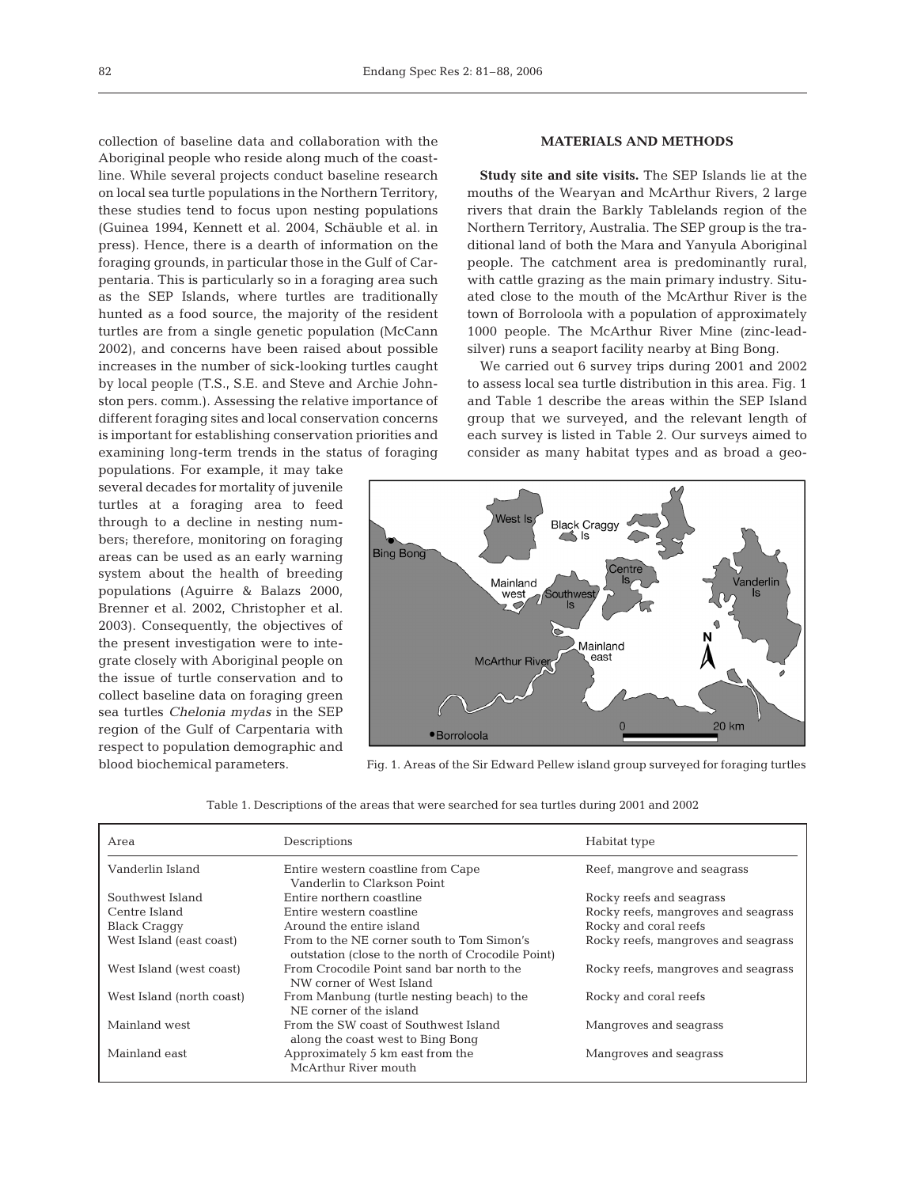collection of baseline data and collaboration with the Aboriginal people who reside along much of the coastline. While several projects conduct baseline research on local sea turtle populations in the Northern Territory, these studies tend to focus upon nesting populations (Guinea 1994, Kennett et al. 2004, Schäuble et al. in press). Hence, there is a dearth of information on the foraging grounds, in particular those in the Gulf of Carpentaria. This is particularly so in a foraging area such as the SEP Islands, where turtles are traditionally hunted as a food source, the majority of the resident turtles are from a single genetic population (McCann 2002), and concerns have been raised about possible increases in the number of sick-looking turtles caught by local people (T.S., S.E. and Steve and Archie Johnston pers. comm.). Assessing the relative importance of different foraging sites and local conservation concerns is important for establishing conservation priorities and examining long-term trends in the status of foraging populations. For example, it may take several decades for mortality of juvenile turtles at a foraging area to feed through to a decline in nesting numbers; therefore, monitoring on foraging areas can be used as an early warning system about the health of breeding populations (Aguirre & Balazs 2000, Brenner et al. 2002, Christopher et al. 2003). Consequently, the objectives of the present investigation were to integrate closely with Aboriginal people on the issue of turtle conservation and to collect baseline data on foraging green sea turtles *Chelonia mydas* in the SEP region of the Gulf of Carpentaria with respect to population demographic and blood biochemical parameters.

## MATERIALS AND METHODS

**Study site and site visits.** The SEP Islands lie at the mouths of the Wearyan and McArthur Rivers, 2 large rivers that drain the Barkly Tablelands region of the Northern Territory, Australia. The SEP group is the traditional land of both the Mara and Yanyula Aboriginal people. The catchment area is predominantly rural, with cattle grazing as the main primary industry. Situated close to the mouth of the McArthur River is the town of Borroloola with a population of approximately 1000 people. The McArthur River Mine (zinc-lead-silver) runs a seaport facility nearby at Bing Bong.

We carried out 6 survey trips during 2001 and 2002 to assess local sea turtle distribution in this area. Fig. 1 and Table 1 describe the areas within the SEP Island group that we surveyed, and the relevant length of each survey is listed in Table 2. Our surveys aimed to consider as many habitat types and as broad a geo-

Fig. 1. Areas of the Sir Edward Pellew island group surveyed for foraging turtles

Table 1. Descriptions of the areas that were searched for sea turtles during 2001 and 2002

| Area | Descriptions | Habitat type |
|---|---|---|
| Vanderlin Island | Entire western coastline from Cape Vanderlin to Clarkson Point | Reef, mangrove and seagrass |
| Southwest Island | Entire northern coastline | Rocky reefs and seagrass |
| Centre Island | Entire western coastline | Rocky reefs, mangroves and seagrass |
| Black Craggy | Around the entire island | Rocky and coral reefs |
| West Island (east coast) | From to the NE corner south to Tom Simon's outstation (close to the north of Crocodile Point) | Rocky reefs, mangroves and seagrass |
| West Island (west coast) | From Crocodile Point sand bar north to the NW corner of West Island | Rocky reefs, mangroves and seagrass |
| West Island (north coast) | From Manbung (turtle nesting beach) to the NE corner of the island | Rocky and coral reefs |
| Mainland west | From the SW coast of Southwest Island along the coast west to Bing Bong | Mangroves and seagrass |
| Mainland east | Approximately 5 km east from the McArthur River mouth | Mangroves and seagrass |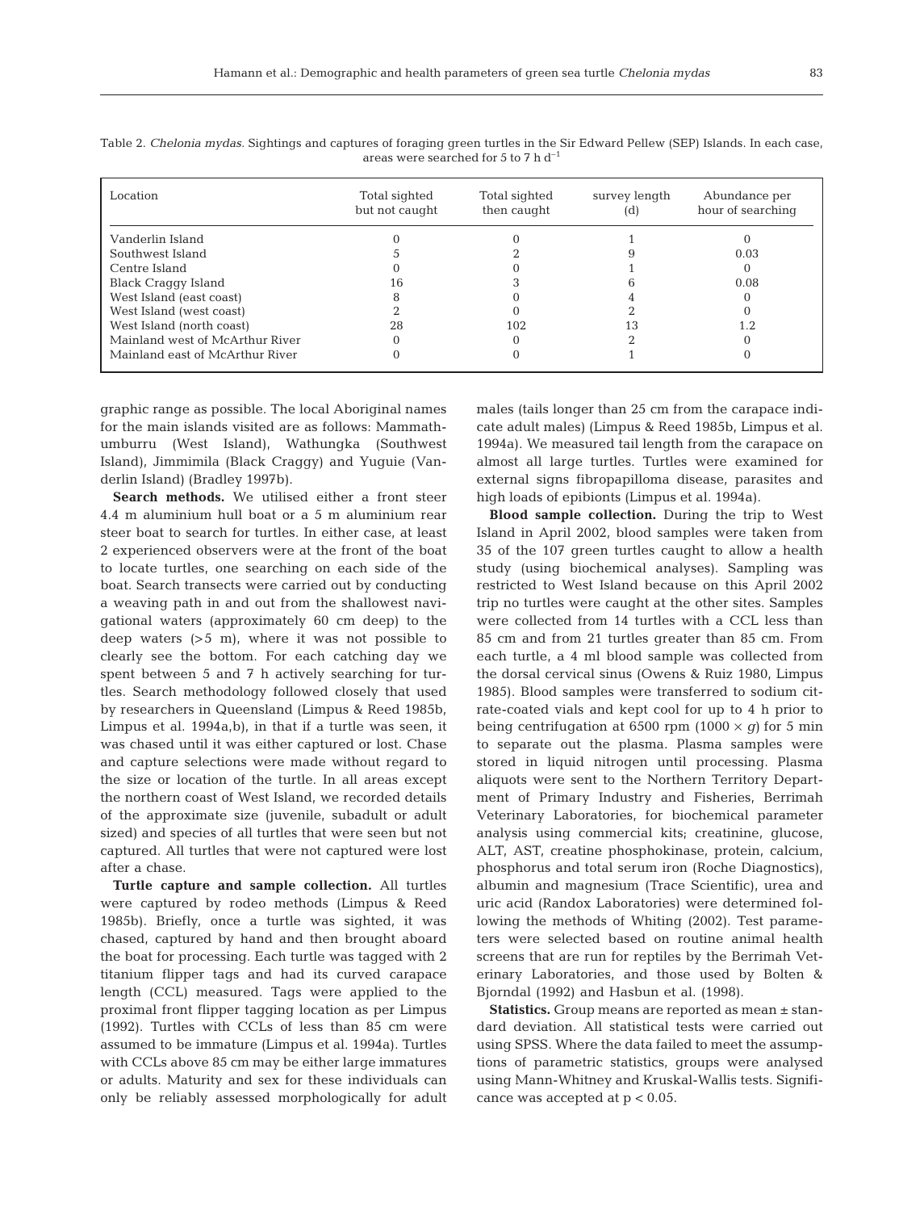Table 2. *Chelonia mydas.* Sightings and captures of foraging green turtles in the Sir Edward Pellew (SEP) Islands. In each case, areas were searched for 5 to 7 h $d^{-1}$

| Location | Total sighted but not caught | Total sighted then caught | survey length (d) | Abundance per hour of searching |
|---|---|---|---|---|
| Vanderlin Island | 0 | 0 | 1 | 0 |
| Southwest Island | 5 | 2 | 9 | 0.03 |
| Centre Island | 0 | 0 | 1 | 0 |
| Black Craggy Island | 16 | 3 | 6 | 0.08 |
| West Island (east coast) | 8 | 0 | 4 | 0 |
| West Island (west coast) | 2 | 0 | 2 | 0 |
| West Island (north coast) | 28 | 102 | 13 | 1.2 |
| Mainland west of McArthur River | 0 | 0 | 2 | 0 |
| Mainland east of McArthur River | 0 | 0 | 1 | 0 |

graphic range as possible. The local Aboriginal names for the main islands visited are as follows: Mammathumburru (West Island), Wathungka (Southwest Island), Jimmimila (Black Craggy) and Yuguie (Vanderlin Island) (Bradley 1997b).

**Search methods.** We utilised either a front steer 4.4 m aluminium hull boat or a 5 m aluminium rear steer boat to search for turtles. In either case, at least 2 experienced observers were at the front of the boat to locate turtles, one searching on each side of the boat. Search transects were carried out by conducting a weaving path in and out from the shallowest navigational waters (approximately 60 cm deep) to the deep waters (>5 m), where it was not possible to clearly see the bottom. For each catching day we spent between 5 and 7 h actively searching for turtles. Search methodology followed closely that used by researchers in Queensland (Limpus & Reed 1985b, Limpus et al. 1994a,b), in that if a turtle was seen, it was chased until it was either captured or lost. Chase and capture selections were made without regard to the size or location of the turtle. In all areas except the northern coast of West Island, we recorded details of the approximate size (juvenile, subadult or adult sized) and species of all turtles that were seen but not captured. All turtles that were not captured were lost after a chase.

**Turtle capture and sample collection.** All turtles were captured by rodeo methods (Limpus & Reed 1985b). Briefly, once a turtle was sighted, it was chased, captured by hand and then brought aboard the boat for processing. Each turtle was tagged with 2 titanium flipper tags and had its curved carapace length (CCL) measured. Tags were applied to the proximal front flipper tagging location as per Limpus (1992). Turtles with CCLs of less than 85 cm were assumed to be immature (Limpus et al. 1994a). Turtles with CCLs above 85 cm may be either large immatures or adults. Maturity and sex for these individuals can only be reliably assessed morphologically for adult males (tails longer than 25 cm from the carapace indicate adult males) (Limpus & Reed 1985b, Limpus et al. 1994a). We measured tail length from the carapace on almost all large turtles. Turtles were examined for external signs fibropapilloma disease, parasites and high loads of epibionts (Limpus et al. 1994a).

**Blood sample collection.** During the trip to West Island in April 2002, blood samples were taken from 35 of the 107 green turtles caught to allow a health study (using biochemical analyses). Sampling was restricted to West Island because on this April 2002 trip no turtles were caught at the other sites. Samples were collected from 14 turtles with a CCL less than 85 cm and from 21 turtles greater than 85 cm. From each turtle, a 4 ml blood sample was collected from the dorsal cervical sinus (Owens & Ruiz 1980, Limpus 1985). Blood samples were transferred to sodium citrate-coated vials and kept cool for up to 4 h prior to being centrifugation at 6500 rpm ($1000 \times g$) for 5 min to separate out the plasma. Plasma samples were stored in liquid nitrogen until processing. Plasma aliquots were sent to the Northern Territory Department of Primary Industry and Fisheries, Berrimah Veterinary Laboratories, for biochemical parameter analysis using commercial kits; creatinine, glucose, ALT, AST, creatine phosphokinase, protein, calcium, phosphorus and total serum iron (Roche Diagnostics), albumin and magnesium (Trace Scientific), urea and uric acid (Randox Laboratories) were determined following the methods of Whiting (2002). Test parameters were selected based on routine animal health screens that are run for reptiles by the Berrimah Veterinary Laboratories, and those used by Bolten & Bjorndal (1992) and Hasbun et al. (1998).

**Statistics.** Group means are reported as mean ± standard deviation. All statistical tests were carried out using SPSS. Where the data failed to meet the assumptions of parametric statistics, groups were analysed using Mann-Whitney and Kruskal-Wallis tests. Significance was accepted at $p < 0.05$.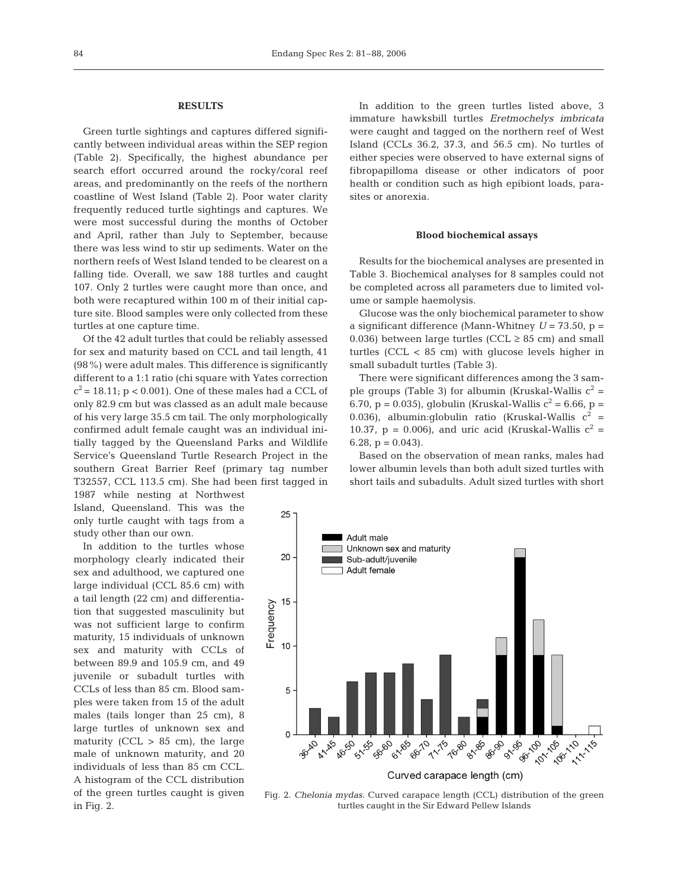## RESULTS

Green turtle sightings and captures differed significantly between individual areas within the SEP region (Table 2). Specifically, the highest abundance per search effort occurred around the rocky/coral reef areas, and predominantly on the reefs of the northern coastline of West Island (Table 2). Poor water clarity frequently reduced turtle sightings and captures. We were most successful during the months of October and April, rather than July to September, because there was less wind to stir up sediments. Water on the northern reefs of West Island tended to be clearest on a falling tide. Overall, we saw 188 turtles and caught 107. Only 2 turtles were caught more than once, and both were recaptured within 100 m of their initial capture site. Blood samples were only collected from these turtles at one capture time.

Of the 42 adult turtles that could be reliably assessed for sex and maturity based on CCL and tail length, 41 (98%) were adult males. This difference is significantly different to a 1:1 ratio (chi square with Yates correction $c^2 = 18.11$; $p < 0.001$). One of these males had a CCL of only 82.9 cm but was classed as an adult male because of his very large 35.5 cm tail. The only morphologically confirmed adult female caught was an individual initially tagged by the Queensland Parks and Wildlife Service's Queensland Turtle Research Project in the southern Great Barrier Reef (primary tag number T32557, CCL 113.5 cm). She had been first tagged in 1987 while nesting at Northwest Island, Queensland. This was the only turtle caught with tags from a study other than our own.

In addition to the turtles whose morphology clearly indicated their sex and adulthood, we captured one large individual (CCL 85.6 cm) with a tail length (22 cm) and differentiation that suggested masculinity but was not sufficient large to confirm maturity, 15 individuals of unknown sex and maturity with CCLs of between 89.9 and 105.9 cm, and 49 juvenile or subadult turtles with CCLs of less than 85 cm. Blood samples were taken from 15 of the adult males (tails longer than 25 cm), 8 large turtles of unknown sex and maturity (CCL > 85 cm), the large male of unknown maturity, and 20 individuals of less than 85 cm CCL. A histogram of the CCL distribution of the green turtles caught is given in Fig. 2.

In addition to the green turtles listed above, 3 immature hawksbill turtles *Eretmochelys imbricata* were caught and tagged on the northern reef of West Island (CCLs 36.2, 37.3, and 56.5 cm). No turtles of either species were observed to have external signs of fibropapilloma disease or other indicators of poor health or condition such as high epibiont loads, parasites or anorexia.

### Blood biochemical assays

Results for the biochemical analyses are presented in Table 3. Biochemical analyses for 8 samples could not be completed across all parameters due to limited volume or sample haemolysis.

Glucose was the only biochemical parameter to show a significant difference (Mann-Whitney $U = 73.50$, $p = 0.036$) between large turtles (CCL ≥ 85 cm) and small turtles (CCL < 85 cm) with glucose levels higher in small subadult turtles (Table 3).

There were significant differences among the 3 sample groups (Table 3) for albumin (Kruskal-Wallis $c^2 = 6.70$, $p = 0.035$), globulin (Kruskal-Wallis $c^2 = 6.66$, $p = 0.036$), albumin:globulin ratio (Kruskal-Wallis $c^2 = 10.37$, $p = 0.006$), and uric acid (Kruskal-Wallis $c^2 = 6.28$, $p = 0.043$).

Based on the observation of mean ranks, males had lower albumin levels than both adult sized turtles with short tails and subadults. Adult sized turtles with short

Fig. 2. *Chelonia mydas*. Curved carapace length (CCL) distribution of the green turtles caught in the Sir Edward Pellew Islands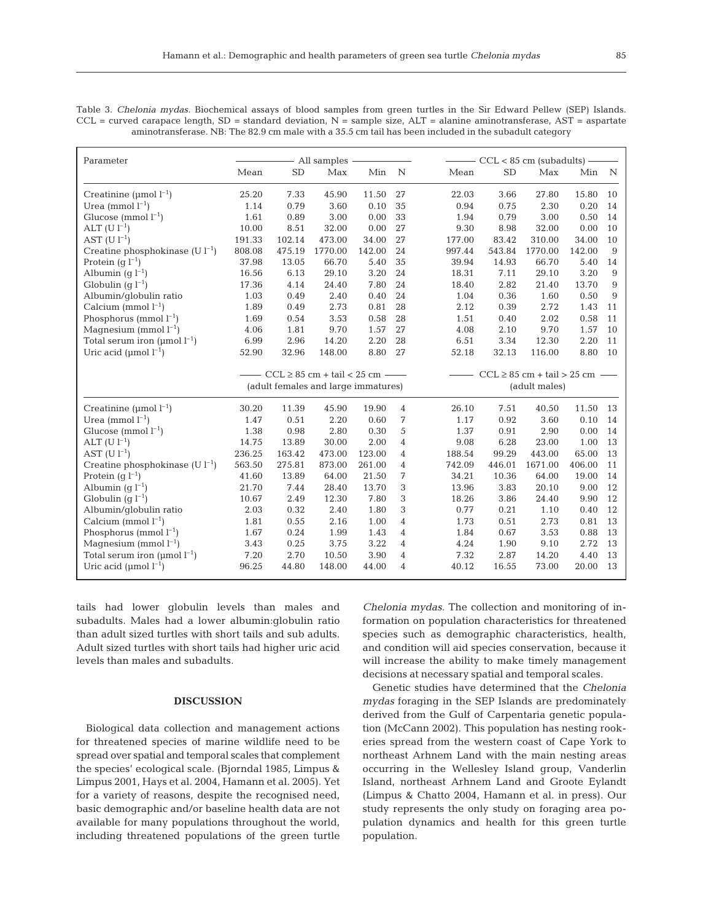Table 3. *Chelonia mydas*. Biochemical assays of blood samples from green turtles in the Sir Edward Pellew (SEP) Islands. CCL = curved carapace length, SD = standard deviation, N = sample size, ALT = alanine aminotransferase, AST = aspartate aminotransferase. NB: The 82.9 cm male with a 35.5 cm tail has been included in the subadult category

| Parameter | All samples | | | | | CCL < 85 cm (subadults) | | | | |
|---|---|---|---|---|---|---|---|---|---|---|
| | Mean | SD | Max | Min | N | Mean | SD | Max | Min | N |
| Creatinine (μmol $l^{-1}$) | 25.20 | 7.33 | 45.90 | 11.50 | 27 | 22.03 | 3.66 | 27.80 | 15.80 | 10 |
| Urea (mmol $l^{-1}$) | 1.14 | 0.79 | 3.60 | 0.10 | 35 | 0.94 | 0.75 | 2.30 | 0.20 | 14 |
| Glucose (mmol $l^{-1}$) | 1.61 | 0.89 | 3.00 | 0.00 | 33 | 1.94 | 0.79 | 3.00 | 0.50 | 14 |
| ALT (U $l^{-1}$) | 10.00 | 8.51 | 32.00 | 0.00 | 27 | 9.30 | 8.98 | 32.00 | 0.00 | 10 |
| AST (U $l^{-1}$) | 191.33 | 102.14 | 473.00 | 34.00 | 27 | 177.00 | 83.42 | 310.00 | 34.00 | 10 |
| Creatine phosphokinase (U $l^{-1}$) | 808.08 | 475.19 | 1770.00 | 142.00 | 24 | 997.44 | 543.84 | 1770.00 | 142.00 | 9 |
| Protein (g $l^{-1}$) | 37.98 | 13.05 | 66.70 | 5.40 | 35 | 39.94 | 14.93 | 66.70 | 5.40 | 14 |
| Albumin (g $l^{-1}$) | 16.56 | 6.13 | 29.10 | 3.20 | 24 | 18.31 | 7.11 | 29.10 | 3.20 | 9 |
| Globulin (g $l^{-1}$) | 17.36 | 4.14 | 24.40 | 7.80 | 24 | 18.40 | 2.82 | 21.40 | 13.70 | 9 |
| Albumin/globulin ratio | 1.03 | 0.49 | 2.40 | 0.40 | 24 | 1.04 | 0.36 | 1.60 | 0.50 | 9 |
| Calcium (mmol $l^{-1}$) | 1.89 | 0.49 | 2.73 | 0.81 | 28 | 2.12 | 0.39 | 2.72 | 1.43 | 11 |
| Phosphorus (mmol $l^{-1}$) | 1.69 | 0.54 | 3.53 | 0.58 | 28 | 1.51 | 0.40 | 2.02 | 0.58 | 11 |
| Magnesium (mmol $l^{-1}$) | 4.06 | 1.81 | 9.70 | 1.57 | 27 | 4.08 | 2.10 | 9.70 | 1.57 | 10 |
| Total serum iron (μmol $l^{-1}$) | 6.99 | 2.96 | 14.20 | 2.20 | 28 | 6.51 | 3.34 | 12.30 | 2.20 | 11 |
| Uric acid (μmol $l^{-1}$) | 52.90 | 32.96 | 148.00 | 8.80 | 27 | 52.18 | 32.13 | 116.00 | 8.80 | 10 |
| | CCL ≥ 85 cm + tail < 25 cm (adult females and large immatures) | | | | | CCL ≥ 85 cm + tail > 25 cm (adult males) | | | | |
| Creatinine (μmol $l^{-1}$) | 30.20 | 11.39 | 45.90 | 19.90 | 4 | 26.10 | 7.51 | 40.50 | 11.50 | 13 |
| Urea (mmol $l^{-1}$) | 1.47 | 0.51 | 2.20 | 0.60 | 7 | 1.17 | 0.92 | 3.60 | 0.10 | 14 |
| Glucose (mmol $l^{-1}$) | 1.38 | 0.98 | 2.80 | 0.30 | 5 | 1.37 | 0.91 | 2.90 | 0.00 | 14 |
| ALT (U $l^{-1}$) | 14.75 | 13.89 | 30.00 | 2.00 | 4 | 9.08 | 6.28 | 23.00 | 1.00 | 13 |
| AST (U $l^{-1}$) | 236.25 | 163.42 | 473.00 | 123.00 | 4 | 188.54 | 99.29 | 443.00 | 65.00 | 13 |
| Creatine phosphokinase (U $l^{-1}$) | 563.50 | 275.81 | 873.00 | 261.00 | 4 | 742.09 | 446.01 | 1671.00 | 406.00 | 11 |
| Protein (g $l^{-1}$) | 41.60 | 13.89 | 64.00 | 21.50 | 7 | 34.21 | 10.36 | 64.00 | 19.00 | 14 |
| Albumin (g $l^{-1}$) | 21.70 | 7.44 | 28.40 | 13.70 | 3 | 13.96 | 3.83 | 20.10 | 9.00 | 12 |
| Globulin (g $l^{-1}$) | 10.67 | 2.49 | 12.30 | 7.80 | 3 | 18.26 | 3.86 | 24.40 | 9.90 | 12 |
| Albumin/globulin ratio | 2.03 | 0.32 | 2.40 | 1.80 | 3 | 0.77 | 0.21 | 1.10 | 0.40 | 12 |
| Calcium (mmol $l^{-1}$) | 1.81 | 0.55 | 2.16 | 1.00 | 4 | 1.73 | 0.51 | 2.73 | 0.81 | 13 |
| Phosphorus (mmol $l^{-1}$) | 1.67 | 0.24 | 1.99 | 1.43 | 4 | 1.84 | 0.67 | 3.53 | 0.88 | 13 |
| Magnesium (mmol $l^{-1}$) | 3.43 | 0.25 | 3.75 | 3.22 | 4 | 4.24 | 1.90 | 9.10 | 2.72 | 13 |
| Total serum iron (μmol $l^{-1}$) | 7.20 | 2.70 | 10.50 | 3.90 | 4 | 7.32 | 2.87 | 14.20 | 4.40 | 13 |
| Uric acid (μmol $l^{-1}$) | 96.25 | 44.80 | 148.00 | 44.00 | 4 | 40.12 | 16.55 | 73.00 | 20.00 | 13 |

tails had lower globulin levels than males and subadults. Males had a lower albumin:globulin ratio than adult sized turtles with short tails and sub adults. Adult sized turtles with short tails had higher uric acid levels than males and subadults.

## DISCUSSION

Biological data collection and management actions for threatened species of marine wildlife need to be spread over spatial and temporal scales that complement the species' ecological scale. (Bjorndal 1985, Limpus & Limpus 2001, Hays et al. 2004, Hamann et al. 2005). Yet for a variety of reasons, despite the recognised need, basic demographic and/or baseline health data are not available for many populations throughout the world, including threatened populations of the green turtle *Chelonia mydas*. The collection and monitoring of information on population characteristics for threatened species such as demographic characteristics, health, and condition will aid species conservation, because it will increase the ability to make timely management decisions at necessary spatial and temporal scales.

Genetic studies have determined that the *Chelonia mydas* foraging in the SEP Islands are predominately derived from the Gulf of Carpentaria genetic population (McCann 2002). This population has nesting rookeries spread from the western coast of Cape York to northeast Arhnem Land with the main nesting areas occurring in the Wellesley Island group, Vanderlin Island, northeast Arhnem Land and Groote Eylandt (Limpus & Chatto 2004, Hamann et al. in press). Our study represents the only study on foraging area population dynamics and health for this green turtle population.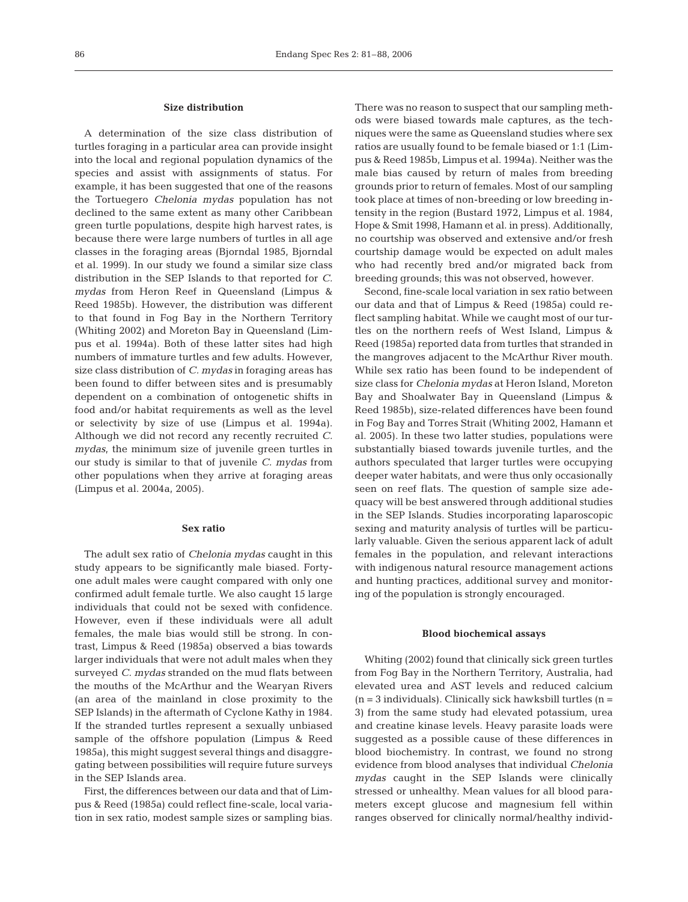### Size distribution

A determination of the size class distribution of turtles foraging in a particular area can provide insight into the local and regional population dynamics of the species and assist with assignments of status. For example, it has been suggested that one of the reasons the Tortuegero *Chelonia mydas* population has not declined to the same extent as many other Caribbean green turtle populations, despite high harvest rates, is because there were large numbers of turtles in all age classes in the foraging areas (Bjorndal 1985, Bjorndal et al. 1999). In our study we found a similar size class distribution in the SEP Islands to that reported for *C. mydas* from Heron Reef in Queensland (Limpus & Reed 1985b). However, the distribution was different to that found in Fog Bay in the Northern Territory (Whiting 2002) and Moreton Bay in Queensland (Limpus et al. 1994a). Both of these latter sites had high numbers of immature turtles and few adults. However, size class distribution of *C. mydas* in foraging areas has been found to differ between sites and is presumably dependent on a combination of ontogenetic shifts in food and/or habitat requirements as well as the level or selectivity by size of use (Limpus et al. 1994a). Although we did not record any recently recruited *C. mydas*, the minimum size of juvenile green turtles in our study is similar to that of juvenile *C. mydas* from other populations when they arrive at foraging areas (Limpus et al. 2004a, 2005).

### Sex ratio

The adult sex ratio of *Chelonia mydas* caught in this study appears to be significantly male biased. Forty-one adult males were caught compared with only one confirmed adult female turtle. We also caught 15 large individuals that could not be sexed with confidence. However, even if these individuals were all adult females, the male bias would still be strong. In contrast, Limpus & Reed (1985a) observed a bias towards larger individuals that were not adult males when they surveyed *C. mydas* stranded on the mud flats between the mouths of the McArthur and the Wearyan Rivers (an area of the mainland in close proximity to the SEP Islands) in the aftermath of Cyclone Kathy in 1984. If the stranded turtles represent a sexually unbiased sample of the offshore population (Limpus & Reed 1985a), this might suggest several things and disaggregating between possibilities will require future surveys in the SEP Islands area.

First, the differences between our data and that of Limpus & Reed (1985a) could reflect fine-scale, local variation in sex ratio, modest sample sizes or sampling bias. There was no reason to suspect that our sampling methods were biased towards male captures, as the techniques were the same as Queensland studies where sex ratios are usually found to be female biased or 1:1 (Limpus & Reed 1985b, Limpus et al. 1994a). Neither was the male bias caused by return of males from breeding grounds prior to return of females. Most of our sampling took place at times of non-breeding or low breeding intensity in the region (Bustard 1972, Limpus et al. 1984, Hope & Smit 1998, Hamann et al. in press). Additionally, no courtship was observed and extensive and/or fresh courtship damage would be expected on adult males who had recently bred and/or migrated back from breeding grounds; this was not observed, however.

Second, fine-scale local variation in sex ratio between our data and that of Limpus & Reed (1985a) could reflect sampling habitat. While we caught most of our turtles on the northern reefs of West Island, Limpus & Reed (1985a) reported data from turtles that stranded in the mangroves adjacent to the McArthur River mouth. While sex ratio has been found to be independent of size class for *Chelonia mydas* at Heron Island, Moreton Bay and Shoalwater Bay in Queensland (Limpus & Reed 1985b), size-related differences have been found in Fog Bay and Torres Strait (Whiting 2002, Hamann et al. 2005). In these two latter studies, populations were substantially biased towards juvenile turtles, and the authors speculated that larger turtles were occupying deeper water habitats, and were thus only occasionally seen on reef flats. The question of sample size adequacy will be best answered through additional studies in the SEP Islands. Studies incorporating laparoscopic sexing and maturity analysis of turtles will be particularly valuable. Given the serious apparent lack of adult females in the population, and relevant interactions with indigenous natural resource management actions and hunting practices, additional survey and monitoring of the population is strongly encouraged.

### Blood biochemical assays

Whiting (2002) found that clinically sick green turtles from Fog Bay in the Northern Territory, Australia, had elevated urea and AST levels and reduced calcium ($n = 3$ individuals). Clinically sick hawksbill turtles ($n = 3$) from the same study had elevated potassium, urea and creatine kinase levels. Heavy parasite loads were suggested as a possible cause of these differences in blood biochemistry. In contrast, we found no strong evidence from blood analyses that individual *Chelonia mydas* caught in the SEP Islands were clinically stressed or unhealthy. Mean values for all blood parameters except glucose and magnesium fell within ranges observed for clinically normal/healthy individ-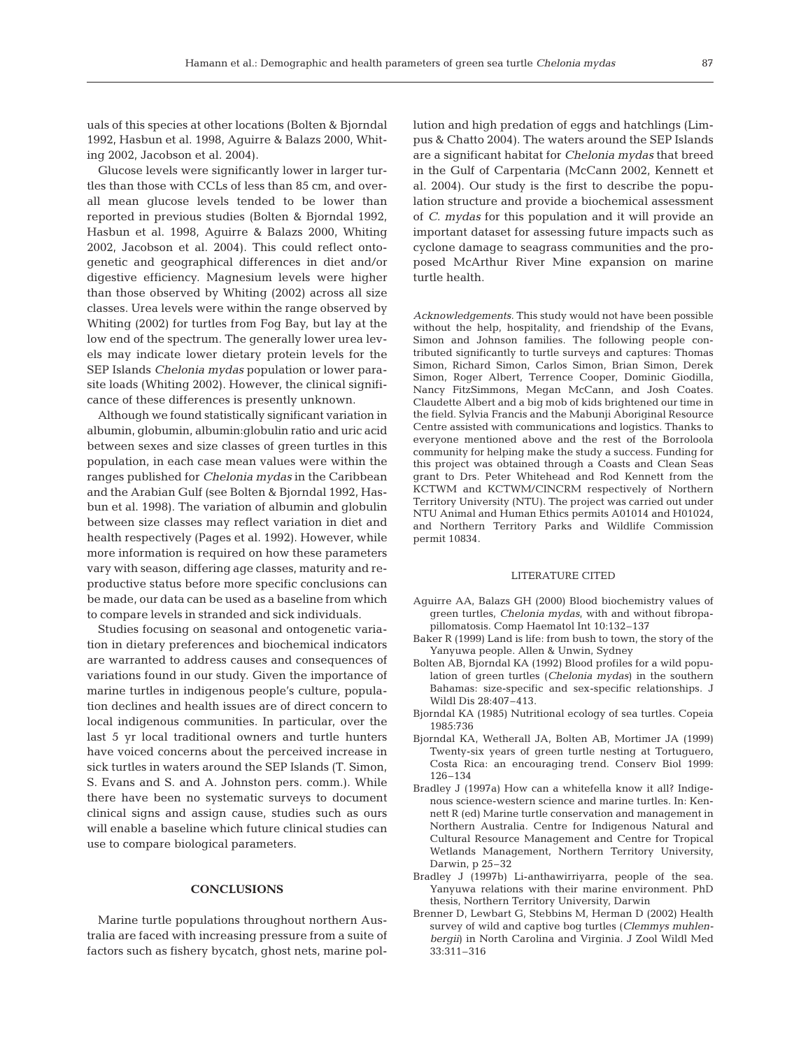uals of this species at other locations (Bolten & Bjorndal 1992, Hasbun et al. 1998, Aguirre & Balazs 2000, Whiting 2002, Jacobson et al. 2004).

Glucose levels were significantly lower in larger turtles than those with CCLs of less than 85 cm, and overall mean glucose levels tended to be lower than reported in previous studies (Bolten & Bjorndal 1992, Hasbun et al. 1998, Aguirre & Balazs 2000, Whiting 2002, Jacobson et al. 2004). This could reflect ontogenetic and geographical differences in diet and/or digestive efficiency. Magnesium levels were higher than those observed by Whiting (2002) across all size classes. Urea levels were within the range observed by Whiting (2002) for turtles from Fog Bay, but lay at the low end of the spectrum. The generally lower urea levels may indicate lower dietary protein levels for the SEP Islands *Chelonia mydas* population or lower parasite loads (Whiting 2002). However, the clinical significance of these differences is presently unknown.

Although we found statistically significant variation in albumin, globumin, albumin:globulin ratio and uric acid between sexes and size classes of green turtles in this population, in each case mean values were within the ranges published for *Chelonia mydas* in the Caribbean and the Arabian Gulf (see Bolten & Bjorndal 1992, Hasbun et al. 1998). The variation of albumin and globulin between size classes may reflect variation in diet and health respectively (Pages et al. 1992). However, while more information is required on how these parameters vary with season, differing age classes, maturity and reproductive status before more specific conclusions can be made, our data can be used as a baseline from which to compare levels in stranded and sick individuals.

Studies focusing on seasonal and ontogenetic variation in dietary preferences and biochemical indicators are warranted to address causes and consequences of variations found in our study. Given the importance of marine turtles in indigenous people's culture, population declines and health issues are of direct concern to local indigenous communities. In particular, over the last 5 yr local traditional owners and turtle hunters have voiced concerns about the perceived increase in sick turtles in waters around the SEP Islands (T. Simon, S. Evans and S. and A. Johnston pers. comm.). While there have been no systematic surveys to document clinical signs and assign cause, studies such as ours will enable a baseline which future clinical studies can use to compare biological parameters.

## CONCLUSIONS

Marine turtle populations throughout northern Australia are faced with increasing pressure from a suite of factors such as fishery bycatch, ghost nets, marine pollution and high predation of eggs and hatchlings (Limpus & Chatto 2004). The waters around the SEP Islands are a significant habitat for *Chelonia mydas* that breed in the Gulf of Carpentaria (McCann 2002, Kennett et al. 2004). Our study is the first to describe the population structure and provide a biochemical assessment of *C. mydas* for this population and it will provide an important dataset for assessing future impacts such as cyclone damage to seagrass communities and the proposed McArthur River Mine expansion on marine turtle health.

*Acknowledgements.* This study would not have been possible without the help, hospitality, and friendship of the Evans, Simon and Johnson families. The following people contributed significantly to turtle surveys and captures: Thomas Simon, Richard Simon, Carlos Simon, Brian Simon, Derek Simon, Roger Albert, Terrence Cooper, Dominic Giodilla, Nancy FitzSimmons, Megan McCann, and Josh Coates. Claudette Albert and a big mob of kids brightened our time in the field. Sylvia Francis and the Mabunji Aboriginal Resource Centre assisted with communications and logistics. Thanks to everyone mentioned above and the rest of the Borroloola community for helping make the study a success. Funding for this project was obtained through a Coasts and Clean Seas grant to Drs. Peter Whitehead and Rod Kennett from the KCTWM and KCTWM/CINCRM respectively of Northern Territory University (NTU). The project was carried out under NTU Animal and Human Ethics permits A01014 and H01024, and Northern Territory Parks and Wildlife Commission permit 10834.

## LITERATURE CITED

Aguirre AA, Balazs GH (2000) Blood biochemistry values of green turtles, *Chelonia mydas*, with and without fibropapillomatosis. Comp Haematol Int 10:132–137

Baker R (1999) Land is life: from bush to town, the story of the Yanyuwa people. Allen & Unwin, Sydney

Bolten AB, Bjorndal KA (1992) Blood profiles for a wild population of green turtles (*Chelonia mydas*) in the southern Bahamas: size-specific and sex-specific relationships. J Wildl Dis 28:407–413.

Bjorndal KA (1985) Nutritional ecology of sea turtles. Copeia 1985:736

Bjorndal KA, Wetherall JA, Bolten AB, Mortimer JA (1999) Twenty-six years of green turtle nesting at Tortuguero, Costa Rica: an encouraging trend. Conserv Biol 1999: 126–134

Bradley J (1997a) How can a whitefella know it all? Indigenous science-western science and marine turtles. In: Kennett R (ed) Marine turtle conservation and management in Northern Australia. Centre for Indigenous Natural and Cultural Resource Management and Centre for Tropical Wetlands Management, Northern Territory University, Darwin, p 25–32

Bradley J (1997b) Li-anthawirriyarra, people of the sea. Yanyuwa relations with their marine environment. PhD thesis, Northern Territory University, Darwin

Brenner D, Lewbart G, Stebbins M, Herman D (2002) Health survey of wild and captive bog turtles (*Clemmys muhlenbergii*) in North Carolina and Virginia. J Zool Wildl Med 33:311–316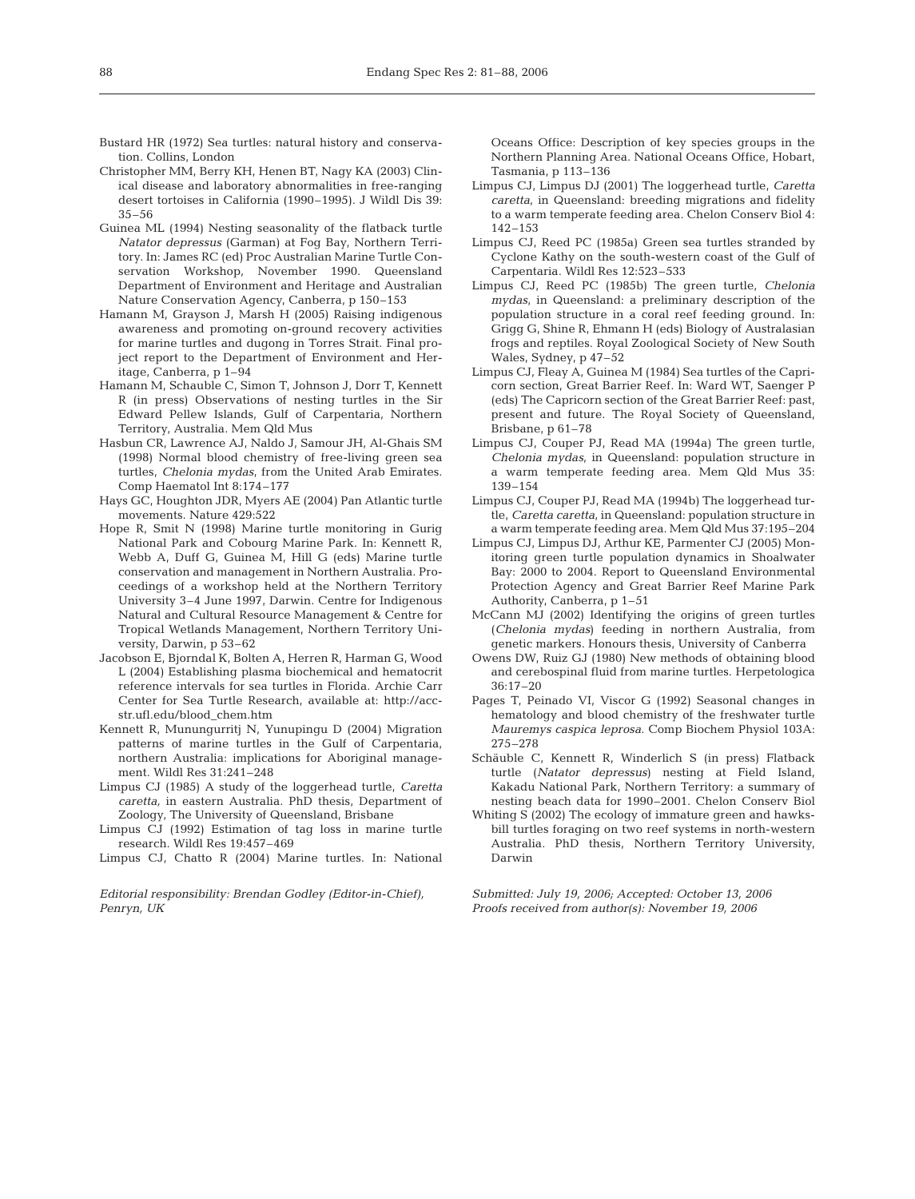Bustard HR (1972) Sea turtles: natural history and conservation. Collins, London

Christopher MM, Berry KH, Henen BT, Nagy KA (2003) Clinical disease and laboratory abnormalities in free-ranging desert tortoises in California (1990–1995). J Wildl Dis 39: 35–56

Guinea ML (1994) Nesting seasonality of the flatback turtle *Natator depressus* (Garman) at Fog Bay, Northern Territory. In: James RC (ed) Proc Australian Marine Turtle Conservation Workshop, November 1990. Queensland Department of Environment and Heritage and Australian Nature Conservation Agency, Canberra, p 150–153

Hamann M, Grayson J, Marsh H (2005) Raising indigenous awareness and promoting on-ground recovery activities for marine turtles and dugong in Torres Strait. Final project report to the Department of Environment and Heritage, Canberra, p 1–94

Hamann M, Schauble C, Simon T, Johnson J, Dorr T, Kennett R (in press) Observations of nesting turtles in the Sir Edward Pellew Islands, Gulf of Carpentaria, Northern Territory, Australia. Mem Qld Mus

Hasbun CR, Lawrence AJ, Naldo J, Samour JH, Al-Ghais SM (1998) Normal blood chemistry of free-living green sea turtles, *Chelonia mydas*, from the United Arab Emirates. Comp Haematol Int 8:174–177

Hays GC, Houghton JDR, Myers AE (2004) Pan Atlantic turtle movements. Nature 429:522

Hope R, Smit N (1998) Marine turtle monitoring in Gurig National Park and Cobourg Marine Park. In: Kennett R, Webb A, Duff G, Guinea M, Hill G (eds) Marine turtle conservation and management in Northern Australia. Proceedings of a workshop held at the Northern Territory University 3–4 June 1997, Darwin. Centre for Indigenous Natural and Cultural Resource Management & Centre for Tropical Wetlands Management, Northern Territory University, Darwin, p 53–62

Jacobson E, Bjorndal K, Bolten A, Herren R, Harman G, Wood L (2004) Establishing plasma biochemical and hematocrit reference intervals for sea turtles in Florida. Archie Carr Center for Sea Turtle Research, available at: http://accstr.ufl.edu/blood_chem.htm

Kennett R, Munungurritj N, Yunupingu D (2004) Migration patterns of marine turtles in the Gulf of Carpentaria, northern Australia: implications for Aboriginal management. Wildl Res 31:241–248

Limpus CJ (1985) A study of the loggerhead turtle, *Caretta caretta,* in eastern Australia. PhD thesis, Department of Zoology, The University of Queensland, Brisbane

Limpus CJ (1992) Estimation of tag loss in marine turtle research. Wildl Res 19:457–469

Limpus CJ, Chatto R (2004) Marine turtles. In: National Oceans Office: Description of key species groups in the Northern Planning Area. National Oceans Office, Hobart, Tasmania, p 113–136

Limpus CJ, Limpus DJ (2001) The loggerhead turtle, *Caretta caretta*, in Queensland: breeding migrations and fidelity to a warm temperate feeding area. Chelon Conserv Biol 4: 142–153

Limpus CJ, Reed PC (1985a) Green sea turtles stranded by Cyclone Kathy on the south-western coast of the Gulf of Carpentaria. Wildl Res 12:523–533

Limpus CJ, Reed PC (1985b) The green turtle, *Chelonia mydas*, in Queensland: a preliminary description of the population structure in a coral reef feeding ground. In: Grigg G, Shine R, Ehmann H (eds) Biology of Australasian frogs and reptiles. Royal Zoological Society of New South Wales, Sydney, p 47–52

Limpus CJ, Fleay A, Guinea M (1984) Sea turtles of the Capricorn section, Great Barrier Reef. In: Ward WT, Saenger P (eds) The Capricorn section of the Great Barrier Reef: past, present and future. The Royal Society of Queensland, Brisbane, p 61–78

Limpus CJ, Couper PJ, Read MA (1994a) The green turtle, *Chelonia mydas*, in Queensland: population structure in a warm temperate feeding area. Mem Qld Mus 35: 139–154

Limpus CJ, Couper PJ, Read MA (1994b) The loggerhead turtle, *Caretta caretta*, in Queensland: population structure in a warm temperate feeding area. Mem Qld Mus 37:195–204

Limpus CJ, Limpus DJ, Arthur KE, Parmenter CJ (2005) Monitoring green turtle population dynamics in Shoalwater Bay: 2000 to 2004. Report to Queensland Environmental Protection Agency and Great Barrier Reef Marine Park Authority, Canberra, p 1–51

McCann MJ (2002) Identifying the origins of green turtles (*Chelonia mydas*) feeding in northern Australia, from genetic markers. Honours thesis, University of Canberra

Owens DW, Ruiz GJ (1980) New methods of obtaining blood and cerebospinal fluid from marine turtles. Herpetologica 36:17–20

Pages T, Peinado VI, Viscor G (1992) Seasonal changes in hematology and blood chemistry of the freshwater turtle *Mauremys caspica leprosa*. Comp Biochem Physiol 103A: 275–278

Schäuble C, Kennett R, Winderlich S (in press) Flatback turtle (*Natator depressus*) nesting at Field Island, Kakadu National Park, Northern Territory: a summary of nesting beach data for 1990–2001. Chelon Conserv Biol

Whiting S (2002) The ecology of immature green and hawksbill turtles foraging on two reef systems in north-western Australia. PhD thesis, Northern Territory University, Darwin

*Editorial responsibility: Brendan Godley (Editor-in-Chief), Penryn, UK*

*Submitted: July 19, 2006; Accepted: October 13, 2006*
*Proofs received from author(s): November 19, 2006*